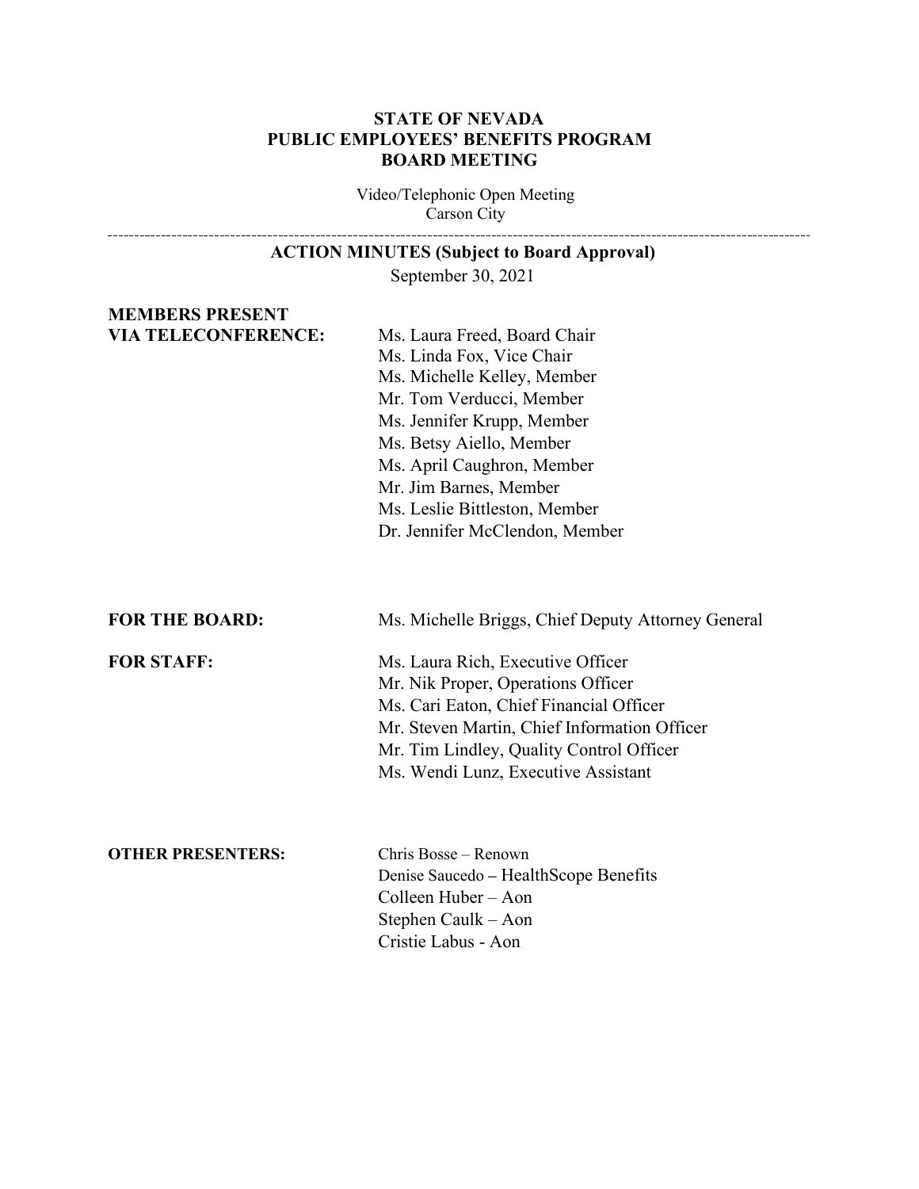**STATE OF NEVADA**
**PUBLIC EMPLOYEES' BENEFITS PROGRAM**
**BOARD MEETING**

Video/Telephonic Open Meeting
Carson City

---

**ACTION MINUTES (Subject to Board Approval)**

September 30, 2021

**MEMBERS PRESENT VIA TELECONFERENCE:**

Ms. Laura Freed, Board Chair
Ms. Linda Fox, Vice Chair
Ms. Michelle Kelley, Member
Mr. Tom Verducci, Member
Ms. Jennifer Krupp, Member
Ms. Betsy Aiello, Member
Ms. April Caughron, Member
Mr. Jim Barnes, Member
Ms. Leslie Bittleston, Member
Dr. Jennifer McClendon, Member

**FOR THE BOARD:**

Ms. Michelle Briggs, Chief Deputy Attorney General

**FOR STAFF:**

Ms. Laura Rich, Executive Officer
Mr. Nik Proper, Operations Officer
Ms. Cari Eaton, Chief Financial Officer
Mr. Steven Martin, Chief Information Officer
Mr. Tim Lindley, Quality Control Officer
Ms. Wendi Lunz, Executive Assistant

**OTHER PRESENTERS:**

Chris Bosse – Renown
Denise Saucedo – HealthScope Benefits
Colleen Huber – Aon
Stephen Caulk – Aon
Cristie Labus - Aon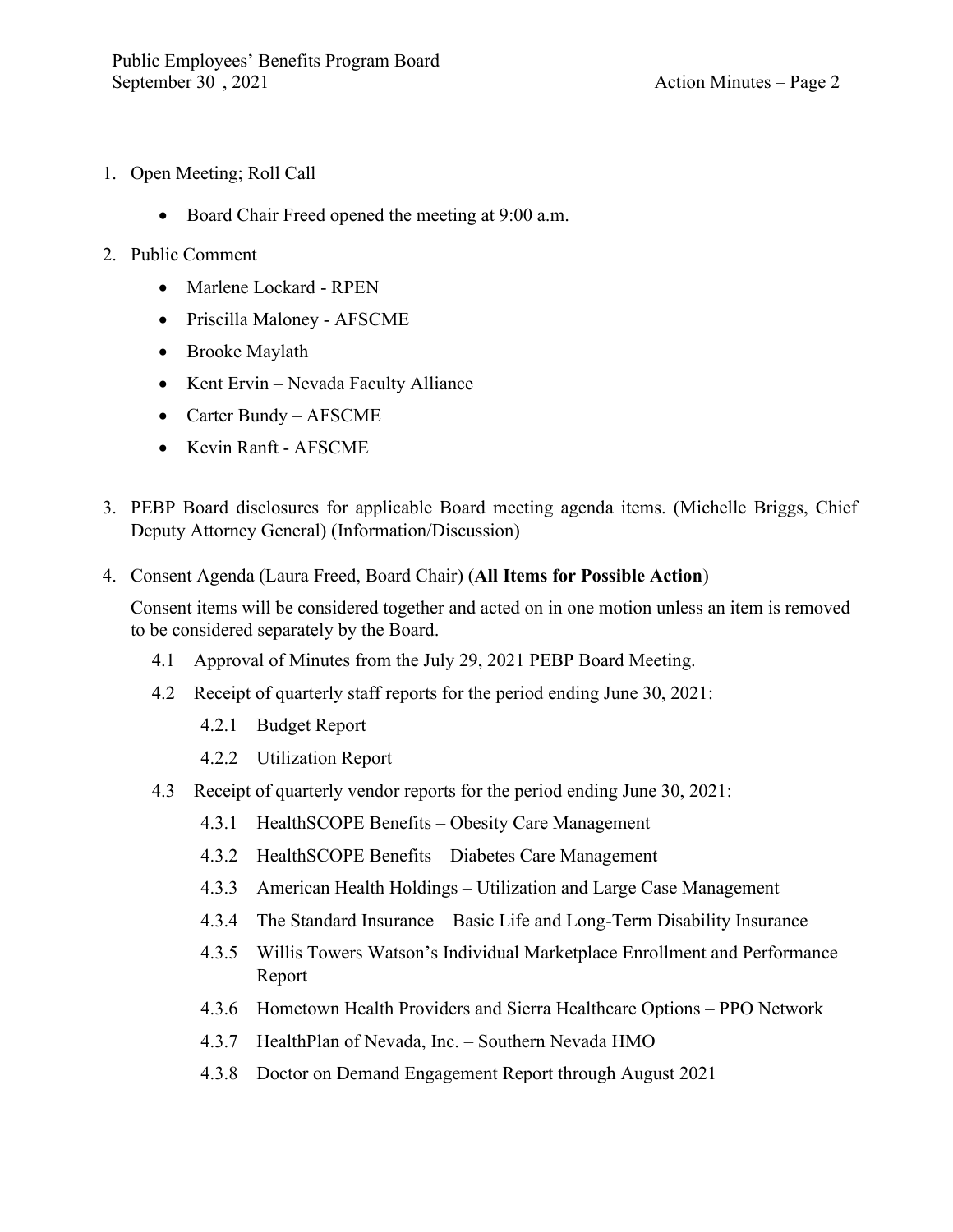1. Open Meeting; Roll Call

    - Board Chair Freed opened the meeting at 9:00 a.m.

2. Public Comment

    - Marlene Lockard - RPEN
    - Priscilla Maloney - AFSCME
    - Brooke Maylath
    - Kent Ervin – Nevada Faculty Alliance
    - Carter Bundy – AFSCME
    - Kevin Ranft - AFSCME

3. PEBP Board disclosures for applicable Board meeting agenda items. (Michelle Briggs, Chief Deputy Attorney General) (Information/Discussion)

4. Consent Agenda (Laura Freed, Board Chair) (**All Items for Possible Action**)

    Consent items will be considered together and acted on in one motion unless an item is removed to be considered separately by the Board.

    4.1 Approval of Minutes from the July 29, 2021 PEBP Board Meeting.

    4.2 Receipt of quarterly staff reports for the period ending June 30, 2021:

    - 4.2.1 Budget Report
    - 4.2.2 Utilization Report

    4.3 Receipt of quarterly vendor reports for the period ending June 30, 2021:

    - 4.3.1 HealthSCOPE Benefits – Obesity Care Management
    - 4.3.2 HealthSCOPE Benefits – Diabetes Care Management
    - 4.3.3 American Health Holdings – Utilization and Large Case Management
    - 4.3.4 The Standard Insurance – Basic Life and Long-Term Disability Insurance
    - 4.3.5 Willis Towers Watson's Individual Marketplace Enrollment and Performance Report
    - 4.3.6 Hometown Health Providers and Sierra Healthcare Options – PPO Network
    - 4.3.7 HealthPlan of Nevada, Inc. – Southern Nevada HMO
    - 4.3.8 Doctor on Demand Engagement Report through August 2021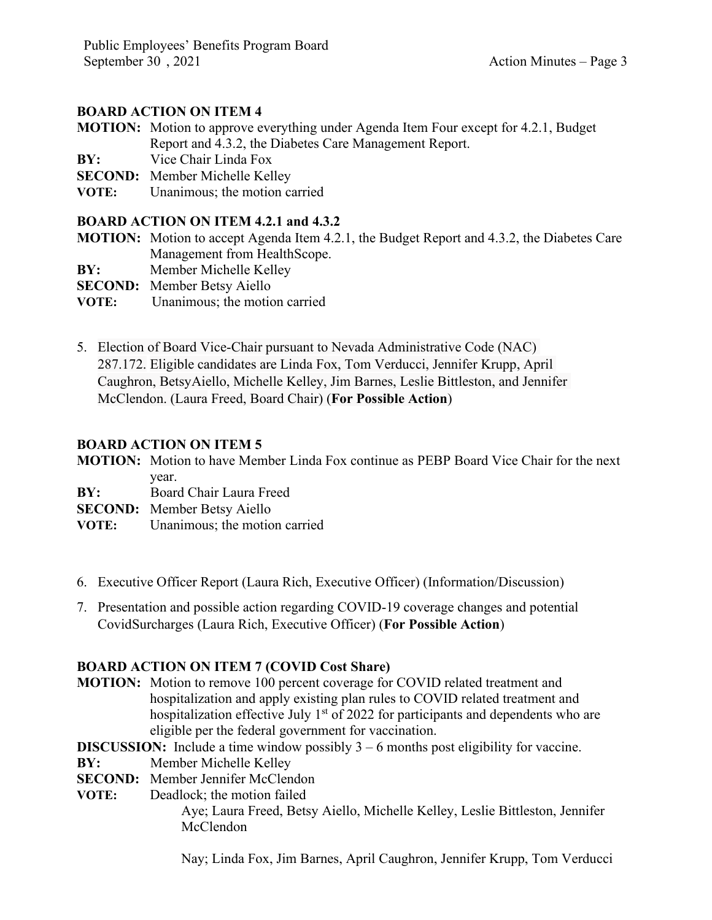**BOARD ACTION ON ITEM 4**

**MOTION:** Motion to approve everything under Agenda Item Four except for 4.2.1, Budget Report and 4.3.2, the Diabetes Care Management Report.
**BY:** Vice Chair Linda Fox
**SECOND:** Member Michelle Kelley
**VOTE:** Unanimous; the motion carried

**BOARD ACTION ON ITEM 4.2.1 and 4.3.2**

**MOTION:** Motion to accept Agenda Item 4.2.1, the Budget Report and 4.3.2, the Diabetes Care Management from HealthScope.
**BY:** Member Michelle Kelley
**SECOND:** Member Betsy Aiello
**VOTE:** Unanimous; the motion carried

5. Election of Board Vice-Chair pursuant to Nevada Administrative Code (NAC) 287.172. Eligible candidates are Linda Fox, Tom Verducci, Jennifer Krupp, April Caughron, BetsyAiello, Michelle Kelley, Jim Barnes, Leslie Bittleston, and Jennifer McClendon. (Laura Freed, Board Chair) (**For Possible Action**)

**BOARD ACTION ON ITEM 5**

**MOTION:** Motion to have Member Linda Fox continue as PEBP Board Vice Chair for the next year.
**BY:** Board Chair Laura Freed
**SECOND:** Member Betsy Aiello
**VOTE:** Unanimous; the motion carried

6. Executive Officer Report (Laura Rich, Executive Officer) (Information/Discussion)

7. Presentation and possible action regarding COVID-19 coverage changes and potential CovidSurcharges (Laura Rich, Executive Officer) (**For Possible Action**)

**BOARD ACTION ON ITEM 7 (COVID Cost Share)**

**MOTION:** Motion to remove 100 percent coverage for COVID related treatment and hospitalization and apply existing plan rules to COVID related treatment and hospitalization effective July 1st of 2022 for participants and dependents who are eligible per the federal government for vaccination.
**DISCUSSION:** Include a time window possibly 3 – 6 months post eligibility for vaccine.
**BY:** Member Michelle Kelley
**SECOND:** Member Jennifer McClendon
**VOTE:** Deadlock; the motion failed

Aye; Laura Freed, Betsy Aiello, Michelle Kelley, Leslie Bittleston, Jennifer McClendon

Nay; Linda Fox, Jim Barnes, April Caughron, Jennifer Krupp, Tom Verducci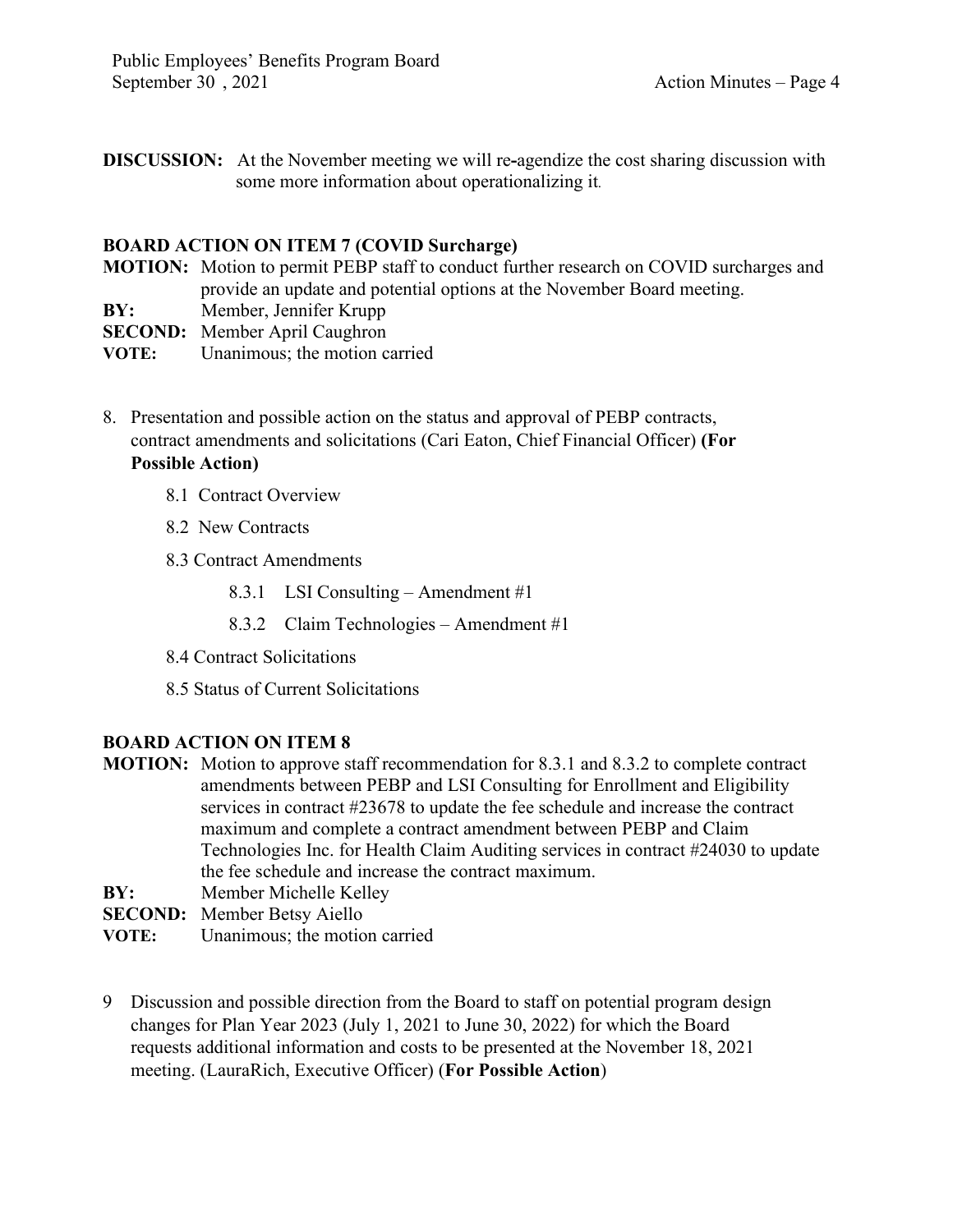**DISCUSSION:** At the November meeting we will re-agendize the cost sharing discussion with some more information about operationalizing it.

**BOARD ACTION ON ITEM 7 (COVID Surcharge)**

**MOTION:** Motion to permit PEBP staff to conduct further research on COVID surcharges and provide an update and potential options at the November Board meeting.
**BY:** Member, Jennifer Krupp
**SECOND:** Member April Caughron
**VOTE:** Unanimous; the motion carried

8. Presentation and possible action on the status and approval of PEBP contracts, contract amendments and solicitations (Cari Eaton, Chief Financial Officer) **(For Possible Action)**

   8.1 Contract Overview

   8.2 New Contracts

   8.3 Contract Amendments

      8.3.1 LSI Consulting – Amendment #1

      8.3.2 Claim Technologies – Amendment #1

   8.4 Contract Solicitations

   8.5 Status of Current Solicitations

**BOARD ACTION ON ITEM 8**

**MOTION:** Motion to approve staff recommendation for 8.3.1 and 8.3.2 to complete contract amendments between PEBP and LSI Consulting for Enrollment and Eligibility services in contract #23678 to update the fee schedule and increase the contract maximum and complete a contract amendment between PEBP and Claim Technologies Inc. for Health Claim Auditing services in contract #24030 to update the fee schedule and increase the contract maximum.
**BY:** Member Michelle Kelley
**SECOND:** Member Betsy Aiello
**VOTE:** Unanimous; the motion carried

9 Discussion and possible direction from the Board to staff on potential program design changes for Plan Year 2023 (July 1, 2021 to June 30, 2022) for which the Board requests additional information and costs to be presented at the November 18, 2021 meeting. (LauraRich, Executive Officer) (**For Possible Action**)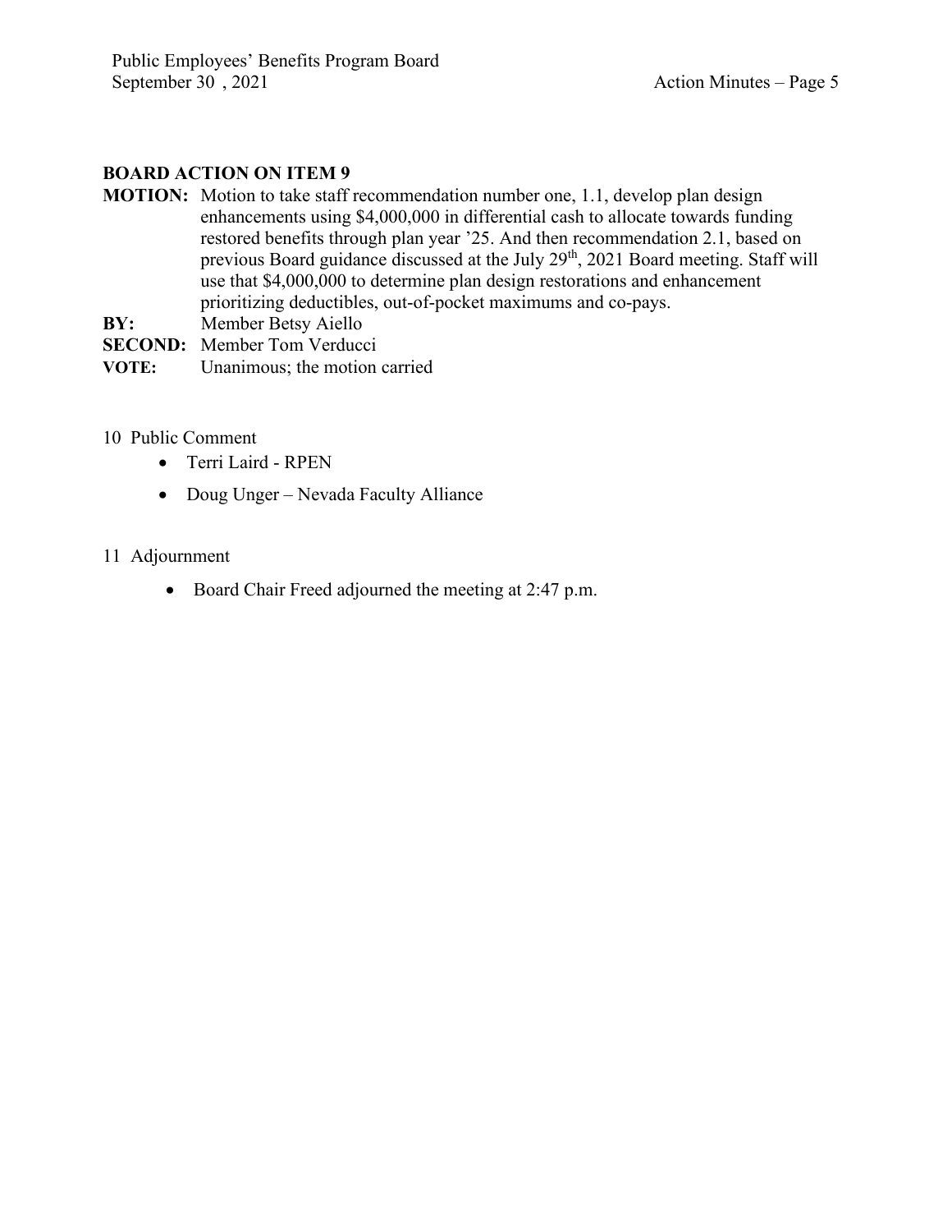**BOARD ACTION ON ITEM 9**

**MOTION:** Motion to take staff recommendation number one, 1.1, develop plan design enhancements using $4,000,000 in differential cash to allocate towards funding restored benefits through plan year '25. And then recommendation 2.1, based on previous Board guidance discussed at the July 29th, 2021 Board meeting. Staff will use that $4,000,000 to determine plan design restorations and enhancement prioritizing deductibles, out-of-pocket maximums and co-pays.

**BY:** Member Betsy Aiello

**SECOND:** Member Tom Verducci

**VOTE:** Unanimous; the motion carried

10 Public Comment

- Terri Laird - RPEN
- Doug Unger – Nevada Faculty Alliance

11 Adjournment

- Board Chair Freed adjourned the meeting at 2:47 p.m.